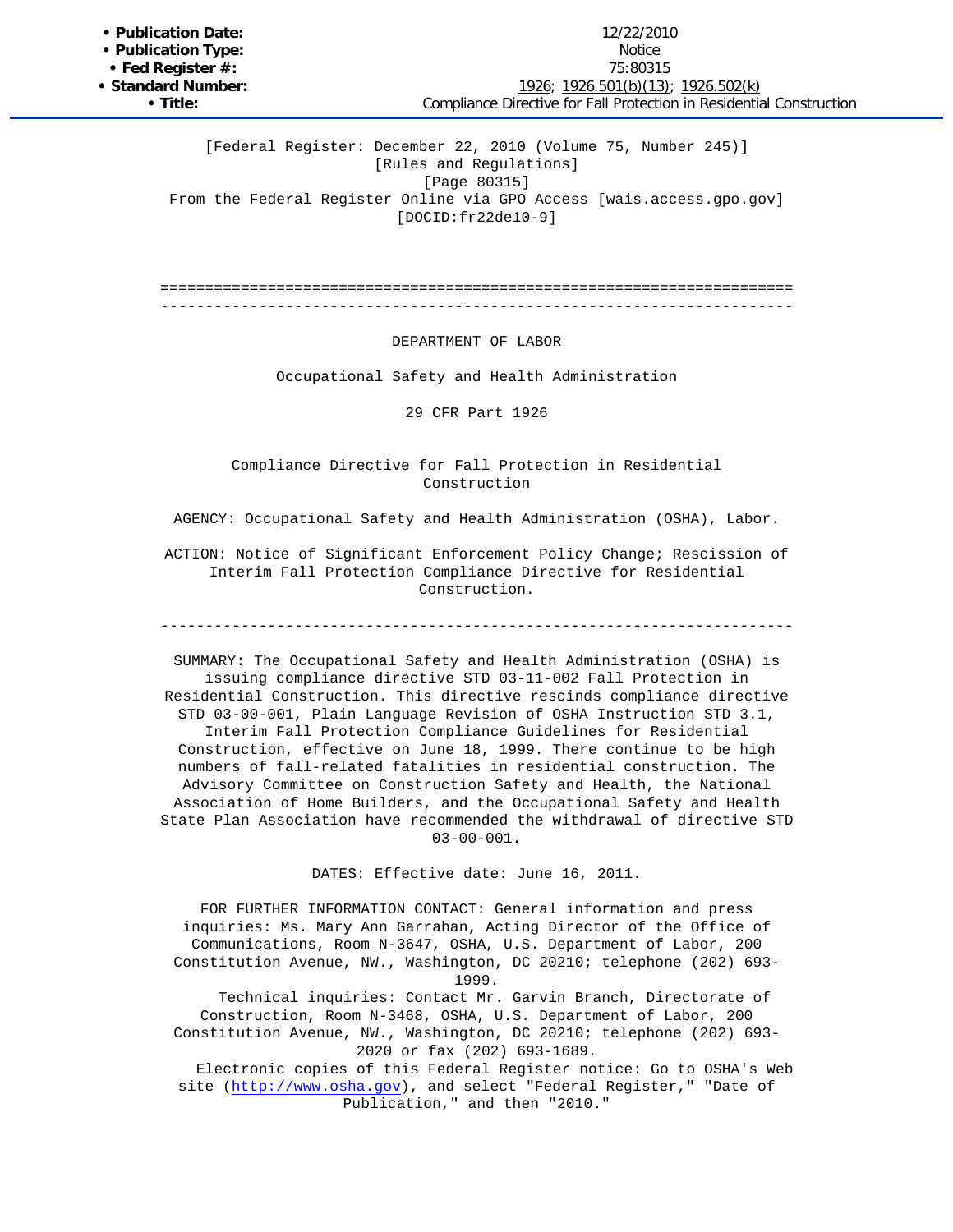- **Publication Date:** 12/22/2010
- **Publication Type:** Notice
- **Fed Register #:** 75:80315
- **Standard Number:** 1926; 1926.501(b)(13); 1926.502(k)
- **Title:** Compliance Directive for Fall Protection in Residential Construction

---

[Federal Register: December 22, 2010 (Volume 75, Number 245)]
[Rules and Regulations]
[Page 80315]
From the Federal Register Online via GPO Access [wais.access.gpo.gov]
[DOCID:fr22de10-9]

=======================================================================
-----------------------------------------------------------------------

DEPARTMENT OF LABOR

Occupational Safety and Health Administration

29 CFR Part 1926

Compliance Directive for Fall Protection in Residential Construction

AGENCY: Occupational Safety and Health Administration (OSHA), Labor.

ACTION: Notice of Significant Enforcement Policy Change; Rescission of Interim Fall Protection Compliance Directive for Residential Construction.

-----------------------------------------------------------------------

SUMMARY: The Occupational Safety and Health Administration (OSHA) is issuing compliance directive STD 03-11-002 Fall Protection in Residential Construction. This directive rescinds compliance directive STD 03-00-001, Plain Language Revision of OSHA Instruction STD 3.1, Interim Fall Protection Compliance Guidelines for Residential Construction, effective on June 18, 1999. There continue to be high numbers of fall-related fatalities in residential construction. The Advisory Committee on Construction Safety and Health, the National Association of Home Builders, and the Occupational Safety and Health State Plan Association have recommended the withdrawal of directive STD 03-00-001.

DATES: Effective date: June 16, 2011.

FOR FURTHER INFORMATION CONTACT: General information and press inquiries: Ms. Mary Ann Garrahan, Acting Director of the Office of Communications, Room N-3647, OSHA, U.S. Department of Labor, 200 Constitution Avenue, NW., Washington, DC 20210; telephone (202) 693-1999.

Technical inquiries: Contact Mr. Garvin Branch, Directorate of Construction, Room N-3468, OSHA, U.S. Department of Labor, 200 Constitution Avenue, NW., Washington, DC 20210; telephone (202) 693-2020 or fax (202) 693-1689.

Electronic copies of this Federal Register notice: Go to OSHA's Web site (http://www.osha.gov), and select "Federal Register," "Date of Publication," and then "2010."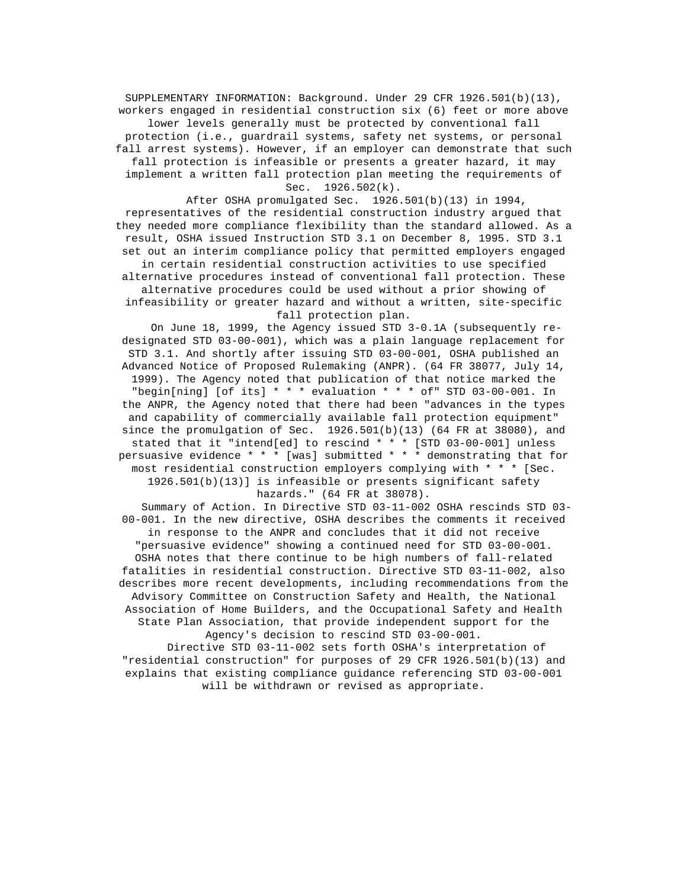SUPPLEMENTARY INFORMATION: Background. Under 29 CFR 1926.501(b)(13), workers engaged in residential construction six (6) feet or more above lower levels generally must be protected by conventional fall protection (i.e., guardrail systems, safety net systems, or personal fall arrest systems). However, if an employer can demonstrate that such fall protection is infeasible or presents a greater hazard, it may implement a written fall protection plan meeting the requirements of Sec. 1926.502(k).

After OSHA promulgated Sec. 1926.501(b)(13) in 1994, representatives of the residential construction industry argued that they needed more compliance flexibility than the standard allowed. As a result, OSHA issued Instruction STD 3.1 on December 8, 1995. STD 3.1 set out an interim compliance policy that permitted employers engaged in certain residential construction activities to use specified alternative procedures instead of conventional fall protection. These alternative procedures could be used without a prior showing of infeasibility or greater hazard and without a written, site-specific fall protection plan.

On June 18, 1999, the Agency issued STD 3-0.1A (subsequently re-designated STD 03-00-001), which was a plain language replacement for STD 3.1. And shortly after issuing STD 03-00-001, OSHA published an Advanced Notice of Proposed Rulemaking (ANPR). (64 FR 38077, July 14, 1999). The Agency noted that publication of that notice marked the "begin[ning] [of its] * * * evaluation * * * of" STD 03-00-001. In the ANPR, the Agency noted that there had been "advances in the types and capability of commercially available fall protection equipment" since the promulgation of Sec. 1926.501(b)(13) (64 FR at 38080), and stated that it "intend[ed] to rescind * * * [STD 03-00-001] unless persuasive evidence * * * [was] submitted * * * demonstrating that for most residential construction employers complying with * * * [Sec. 1926.501(b)(13)] is infeasible or presents significant safety hazards." (64 FR at 38078).

Summary of Action. In Directive STD 03-11-002 OSHA rescinds STD 03-00-001. In the new directive, OSHA describes the comments it received in response to the ANPR and concludes that it did not receive "persuasive evidence" showing a continued need for STD 03-00-001. OSHA notes that there continue to be high numbers of fall-related fatalities in residential construction. Directive STD 03-11-002, also describes more recent developments, including recommendations from the Advisory Committee on Construction Safety and Health, the National Association of Home Builders, and the Occupational Safety and Health State Plan Association, that provide independent support for the Agency's decision to rescind STD 03-00-001.

Directive STD 03-11-002 sets forth OSHA's interpretation of "residential construction" for purposes of 29 CFR 1926.501(b)(13) and explains that existing compliance guidance referencing STD 03-00-001 will be withdrawn or revised as appropriate.